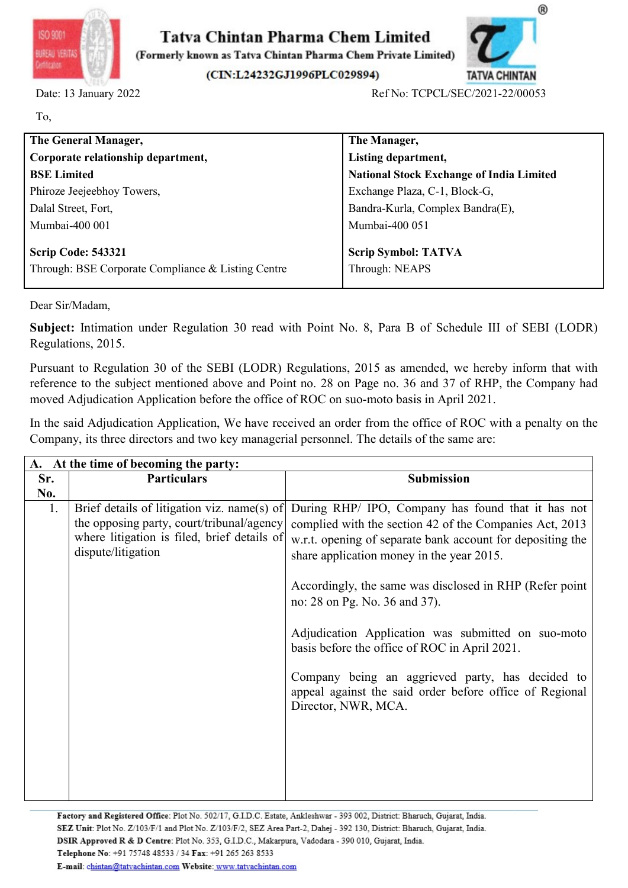# Tatva Chintan Pharma Chem Limited

(Formerly known as Tatva Chintan Pharma Chem Private Limited)

(CIN:L24232GJ1996PLC029894)

Date: 13 January 2022

Ref No: TCPCL/SEC/2021-22/00053

To,

| The General Manager, Corporate relationship department, BSE Limited | The Manager, Listing department, National Stock Exchange of India Limited |
|---|---|
| Phiroze Jeejeebhoy Towers, Dalal Street, Fort, Mumbai-400 001 | Exchange Plaza, C-1, Block-G, Bandra-Kurla, Complex Bandra(E), Mumbai-400 051 |
| **Scrip Code: 543321** Through: BSE Corporate Compliance & Listing Centre | **Scrip Symbol: TATVA** Through: NEAPS |

Dear Sir/Madam,

**Subject:** Intimation under Regulation 30 read with Point No. 8, Para B of Schedule III of SEBI (LODR) Regulations, 2015.

Pursuant to Regulation 30 of the SEBI (LODR) Regulations, 2015 as amended, we hereby inform that with reference to the subject mentioned above and Point no. 28 on Page no. 36 and 37 of RHP, the Company had moved Adjudication Application before the office of ROC on suo-moto basis in April 2021.

In the said Adjudication Application, We have received an order from the office of ROC with a penalty on the Company, its three directors and two key managerial personnel. The details of the same are:

| **A. At the time of becoming the party:** | | |
|---|---|---|
| **Sr. No.** | **Particulars** | **Submission** |
| 1. | Brief details of litigation viz. name(s) of the opposing party, court/tribunal/agency where litigation is filed, brief details of dispute/litigation | During RHP/ IPO, Company has found that it has not complied with the section 42 of the Companies Act, 2013 w.r.t. opening of separate bank account for depositing the share application money in the year 2015.<br><br>Accordingly, the same was disclosed in RHP (Refer point no: 28 on Pg. No. 36 and 37).<br><br>Adjudication Application was submitted on suo-moto basis before the office of ROC in April 2021.<br><br>Company being an aggrieved party, has decided to appeal against the said order before office of Regional Director, NWR, MCA. |

**Factory and Registered Office**: Plot No. 502/17, G.I.D.C. Estate, Ankleshwar - 393 002, District: Bharuch, Gujarat, India.
**SEZ Unit**: Plot No. Z/103/F/1 and Plot No. Z/103/F/2, SEZ Area Part-2, Dahej - 392 130, District: Bharuch, Gujarat, India.
**DSIR Approved R & D Centre**: Plot No. 353, G.I.D.C., Makarpura, Vadodara - 390 010, Gujarat, India.
**Telephone No**: +91 75748 48533 / 34 **Fax**: +91 265 263 8533
**E-mail**: chintan@tatvachintan.com **Website**: www.tatvachintan.com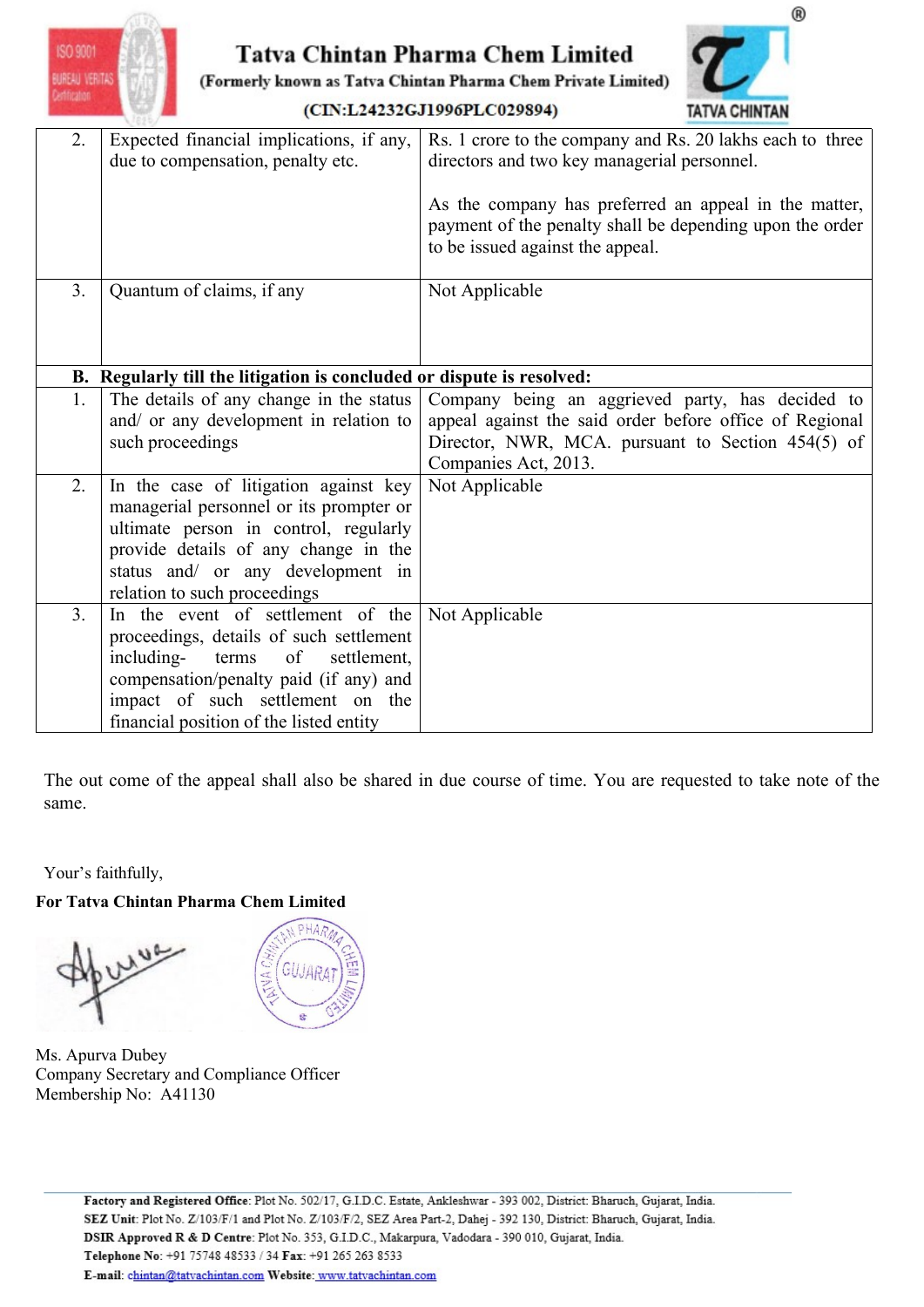| | | |
|---|---|---|
| 2. | Expected financial implications, if any, due to compensation, penalty etc. | Rs. 1 crore to the company and Rs. 20 lakhs each to three directors and two key managerial personnel.<br><br>As the company has preferred an appeal in the matter, payment of the penalty shall be depending upon the order to be issued against the appeal. |
| 3. | Quantum of claims, if any | Not Applicable |
| **B.** | **Regularly till the litigation is concluded or dispute is resolved:** | |
| 1. | The details of any change in the status and/ or any development in relation to such proceedings | Company being an aggrieved party, has decided to appeal against the said order before office of Regional Director, NWR, MCA. pursuant to Section 454(5) of Companies Act, 2013. |
| 2. | In the case of litigation against key managerial personnel or its prompter or ultimate person in control, regularly provide details of any change in the status and/ or any development in relation to such proceedings | Not Applicable |
| 3. | In the event of settlement of the proceedings, details of such settlement including- terms of settlement, compensation/penalty paid (if any) and impact of such settlement on the financial position of the listed entity | Not Applicable |

The out come of the appeal shall also be shared in due course of time. You are requested to take note of the same.

Your's faithfully,

**For Tatva Chintan Pharma Chem Limited**

Ms. Apurva Dubey
Company Secretary and Compliance Officer
Membership No: A41130